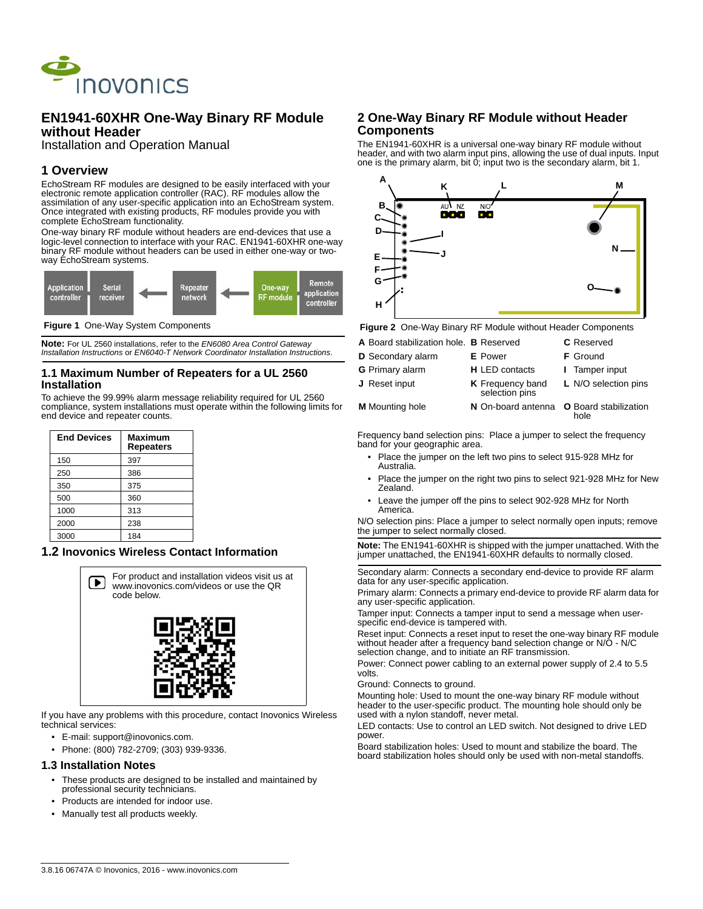# EN1941-60XHR One-Way Binary RF Module without Header

Installation and Operation Manual

## 1 Overview

EchoStream RF modules are designed to be easily interfaced with your electronic remote application controller (RAC). RF modules allow the assimilation of any user-specific application into an EchoStream system. Once integrated with existing products, RF modules provide you with complete EchoStream functionality.

One-way binary RF module without headers are end-devices that use a logic-level connection to interface with your RAC. EN1941-60XHR one-way binary RF module without headers can be used in either one-way or two-way EchoStream systems.

Application controller | Serial receiver ← Repeater network ← One-way RF module | Remote application controller

**Figure 1** One-Way System Components

**Note:** For UL 2560 installations, refer to the *EN6080 Area Control Gateway Installation Instructions* or *EN6040-T Network Coordinator Installation Instructions*.

### 1.1 Maximum Number of Repeaters for a UL 2560 Installation

To achieve the 99.99% alarm message reliability required for UL 2560 compliance, system installations must operate within the following limits for end device and repeater counts.

| End Devices | Maximum Repeaters |
|---|---|
| 150 | 397 |
| 250 | 386 |
| 350 | 375 |
| 500 | 360 |
| 1000 | 313 |
| 2000 | 238 |
| 3000 | 184 |

### 1.2 Inovonics Wireless Contact Information

For product and installation videos visit us at www.inovonics.com/videos or use the QR code below.

If you have any problems with this procedure, contact Inovonics Wireless technical services:

- E-mail: support@inovonics.com.
- Phone: (800) 782-2709; (303) 939-9336.

### 1.3 Installation Notes

- These products are designed to be installed and maintained by professional security technicians.
- Products are intended for indoor use.
- Manually test all products weekly.

## 2 One-Way Binary RF Module without Header Components

The EN1941-60XHR is a universal one-way binary RF module without header, and with two alarm input pins, allowing the use of dual inputs. Input one is the primary alarm, bit 0; input two is the secondary alarm, bit 1.

**Figure 2** One-Way Binary RF Module without Header Components

| | | |
|---|---|---|
| **A** Board stabilization hole. | **B** Reserved | **C** Reserved |
| **D** Secondary alarm | **E** Power | **F** Ground |
| **G** Primary alarm | **H** LED contacts | **I** Tamper input |
| **J** Reset input | **K** Frequency band selection pins | **L** N/O selection pins |
| **M** Mounting hole | **N** On-board antenna | **O** Board stabilization hole |

Frequency band selection pins: Place a jumper to select the frequency band for your geographic area.

- Place the jumper on the left two pins to select 915-928 MHz for Australia.
- Place the jumper on the right two pins to select 921-928 MHz for New Zealand.
- Leave the jumper off the pins to select 902-928 MHz for North America.

N/O selection pins: Place a jumper to select normally open inputs; remove the jumper to select normally closed.

**Note:** The EN1941-60XHR is shipped with the jumper unattached. With the jumper unattached, the EN1941-60XHR defaults to normally closed.

Secondary alarm: Connects a secondary end-device to provide RF alarm data for any user-specific application.

Primary alarm: Connects a primary end-device to provide RF alarm data for any user-specific application.

Tamper input: Connects a tamper input to send a message when user-specific end-device is tampered with.

Reset input: Connects a reset input to reset the one-way binary RF module without header after a frequency band selection change or N/O - N/C selection change, and to initiate an RF transmission.

Power: Connect power cabling to an external power supply of 2.4 to 5.5 volts.

Ground: Connects to ground.

Mounting hole: Used to mount the one-way binary RF module without header to the user-specific product. The mounting hole should only be used with a nylon standoff, never metal.

LED contacts: Use to control an LED switch. Not designed to drive LED power.

Board stabilization holes: Used to mount and stabilize the board. The board stabilization holes should only be used with non-metal standoffs.

3.8.16 06747A © Inovonics, 2016 - www.inovonics.com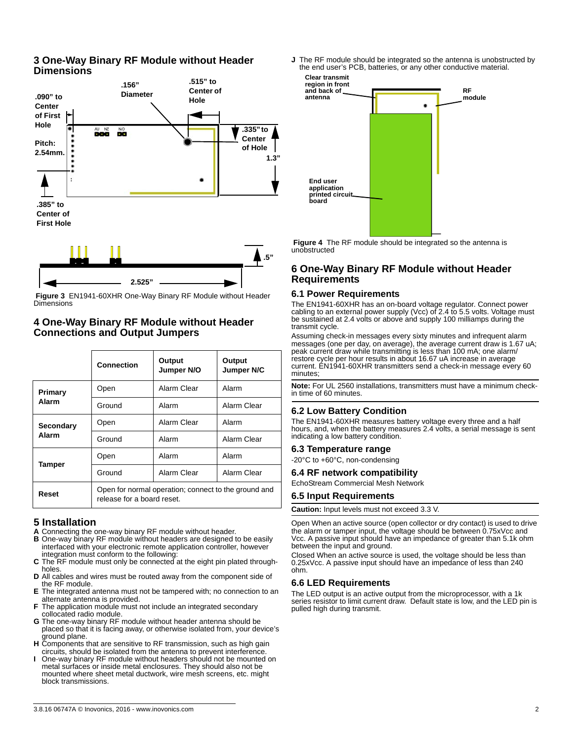## 3 One-Way Binary RF Module without Header Dimensions

**Figure 3** EN1941-60XHR One-Way Binary RF Module without Header Dimensions

## 4 One-Way Binary RF Module without Header Connections and Output Jumpers

| | Connection | Output Jumper N/O | Output Jumper N/C |
|---|---|---|---|
| **Primary Alarm** | Open | Alarm Clear | Alarm |
| | Ground | Alarm | Alarm Clear |
| **Secondary Alarm** | Open | Alarm Clear | Alarm |
| | Ground | Alarm | Alarm Clear |
| **Tamper** | Open | Alarm | Alarm |
| | Ground | Alarm Clear | Alarm Clear |
| **Reset** | Open for normal operation; connect to the ground and release for a board reset. | | |

## 5 Installation

**A** Connecting the one-way binary RF module without header.

**B** One-way binary RF module without headers are designed to be easily interfaced with your electronic remote application controller, however integration must conform to the following:

**C** The RF module must only be connected at the eight pin plated through-holes.

**D** All cables and wires must be routed away from the component side of the RF module.

**E** The integrated antenna must not be tampered with; no connection to an alternate antenna is provided.

**F** The application module must not include an integrated secondary collocated radio module.

**G** The one-way binary RF module without header antenna should be placed so that it is facing away, or otherwise isolated from, your device's ground plane.

**H** Components that are sensitive to RF transmission, such as high gain circuits, should be isolated from the antenna to prevent interference.

**I** One-way binary RF module without headers should not be mounted on metal surfaces or inside metal enclosures. They should also not be mounted where sheet metal ductwork, wire mesh screens, etc. might block transmissions.

**J** The RF module should be integrated so the antenna is unobstructed by the end user's PCB, batteries, or any other conductive material.

**Figure 4** The RF module should be integrated so the antenna is unobstructed

## 6 One-Way Binary RF Module without Header Requirements

### 6.1 Power Requirements

The EN1941-60XHR has an on-board voltage regulator. Connect power cabling to an external power supply (Vcc) of 2.4 to 5.5 volts. Voltage must be sustained at 2.4 volts or above and supply 100 milliamps during the transmit cycle.

Assuming check-in messages every sixty minutes and infrequent alarm messages (one per day, on average), the average current draw is 1.67 uA; peak current draw while transmitting is less than 100 mA; one alarm/restore cycle per hour results in about 16.67 uA increase in average current. EN1941-60XHR transmitters send a check-in message every 60 minutes;

**Note:** For UL 2560 installations, transmitters must have a minimum check-in time of 60 minutes.

### 6.2 Low Battery Condition

The EN1941-60XHR measures battery voltage every three and a half hours, and, when the battery measures 2.4 volts, a serial message is sent indicating a low battery condition.

### 6.3 Temperature range

-20°C to +60°C, non-condensing

### 6.4 RF network compatibility

EchoStream Commercial Mesh Network

### 6.5 Input Requirements

**Caution:** Input levels must not exceed 3.3 V.

Open When an active source (open collector or dry contact) is used to drive the alarm or tamper input, the voltage should be between 0.75xVcc and Vcc. A passive input should have an impedance of greater than 5.1k ohm between the input and ground.

Closed When an active source is used, the voltage should be less than 0.25xVcc. A passive input should have an impedance of less than 240 ohm.

### 6.6 LED Requirements

The LED output is an active output from the microprocessor, with a 1k series resistor to limit current draw. Default state is low, and the LED pin is pulled high during transmit.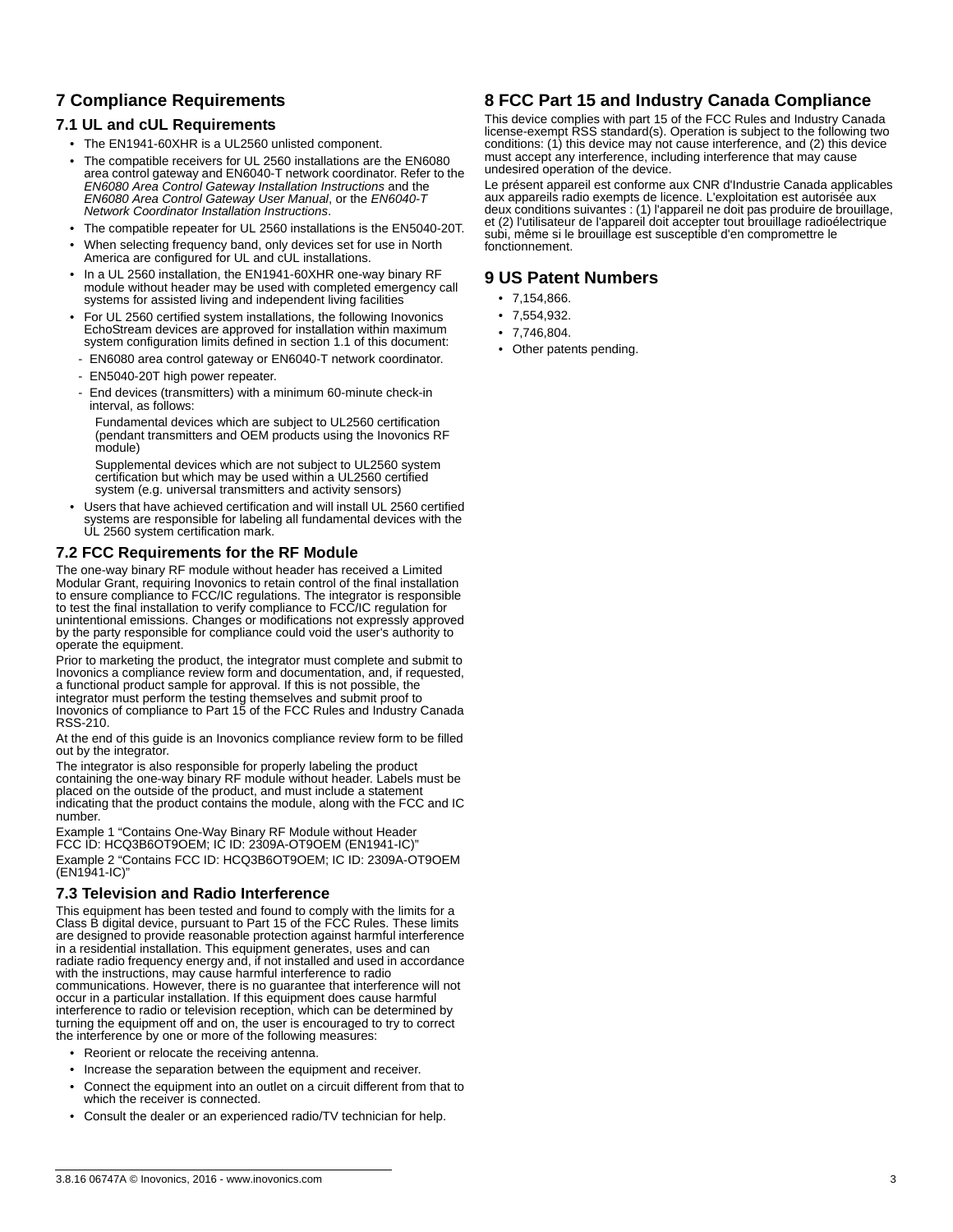## 7 Compliance Requirements

### 7.1 UL and cUL Requirements

- The EN1941-60XHR is a UL2560 unlisted component.
- The compatible receivers for UL 2560 installations are the EN6080 area control gateway and EN6040-T network coordinator. Refer to the *EN6080 Area Control Gateway Installation Instructions* and the *EN6080 Area Control Gateway User Manual*, or the *EN6040-T Network Coordinator Installation Instructions*.
- The compatible repeater for UL 2560 installations is the EN5040-20T.
- When selecting frequency band, only devices set for use in North America are configured for UL and cUL installations.
- In a UL 2560 installation, the EN1941-60XHR one-way binary RF module without header may be used with completed emergency call systems for assisted living and independent living facilities
- For UL 2560 certified system installations, the following Inovonics EchoStream devices are approved for installation within maximum system configuration limits defined in section 1.1 of this document:
  - EN6080 area control gateway or EN6040-T network coordinator.
  - EN5040-20T high power repeater.
  - End devices (transmitters) with a minimum 60-minute check-in interval, as follows:

    Fundamental devices which are subject to UL2560 certification (pendant transmitters and OEM products using the Inovonics RF module)

    Supplemental devices which are not subject to UL2560 system certification but which may be used within a UL2560 certified system (e.g. universal transmitters and activity sensors)
- Users that have achieved certification and will install UL 2560 certified systems are responsible for labeling all fundamental devices with the UL 2560 system certification mark.

### 7.2 FCC Requirements for the RF Module

The one-way binary RF module without header has received a Limited Modular Grant, requiring Inovonics to retain control of the final installation to ensure compliance to FCC/IC regulations. The integrator is responsible to test the final installation to verify compliance to FCC/IC regulation for unintentional emissions. Changes or modifications not expressly approved by the party responsible for compliance could void the user's authority to operate the equipment.

Prior to marketing the product, the integrator must complete and submit to Inovonics a compliance review form and documentation, and, if requested, a functional product sample for approval. If this is not possible, the integrator must perform the testing themselves and submit proof to Inovonics of compliance to Part 15 of the FCC Rules and Industry Canada RSS-210.

At the end of this guide is an Inovonics compliance review form to be filled out by the integrator.

The integrator is also responsible for properly labeling the product containing the one-way binary RF module without header. Labels must be placed on the outside of the product, and must include a statement indicating that the product contains the module, along with the FCC and IC number.

Example 1 “Contains One-Way Binary RF Module without Header FCC ID: HCQ3B6OT9OEM; IC ID: 2309A-OT9OEM (EN1941-IC)”

Example 2 “Contains FCC ID: HCQ3B6OT9OEM; IC ID: 2309A-OT9OEM (EN1941-IC)”

### 7.3 Television and Radio Interference

This equipment has been tested and found to comply with the limits for a Class B digital device, pursuant to Part 15 of the FCC Rules. These limits are designed to provide reasonable protection against harmful interference in a residential installation. This equipment generates, uses and can radiate radio frequency energy and, if not installed and used in accordance with the instructions, may cause harmful interference to radio communications. However, there is no guarantee that interference will not occur in a particular installation. If this equipment does cause harmful interference to radio or television reception, which can be determined by turning the equipment off and on, the user is encouraged to try to correct the interference by one or more of the following measures:

- Reorient or relocate the receiving antenna.
- Increase the separation between the equipment and receiver.
- Connect the equipment into an outlet on a circuit different from that to which the receiver is connected.
- Consult the dealer or an experienced radio/TV technician for help.

## 8 FCC Part 15 and Industry Canada Compliance

This device complies with part 15 of the FCC Rules and Industry Canada license-exempt RSS standard(s). Operation is subject to the following two conditions: (1) this device may not cause interference, and (2) this device must accept any interference, including interference that may cause undesired operation of the device.

Le présent appareil est conforme aux CNR d'Industrie Canada applicables aux appareils radio exempts de licence. L'exploitation est autorisée aux deux conditions suivantes : (1) l'appareil ne doit pas produire de brouillage, et (2) l'utilisateur de l'appareil doit accepter tout brouillage radioélectrique subi, même si le brouillage est susceptible d'en compromettre le fonctionnement.

## 9 US Patent Numbers

- 7,154,866.
- 7,554,932.
- 7,746,804.
- Other patents pending.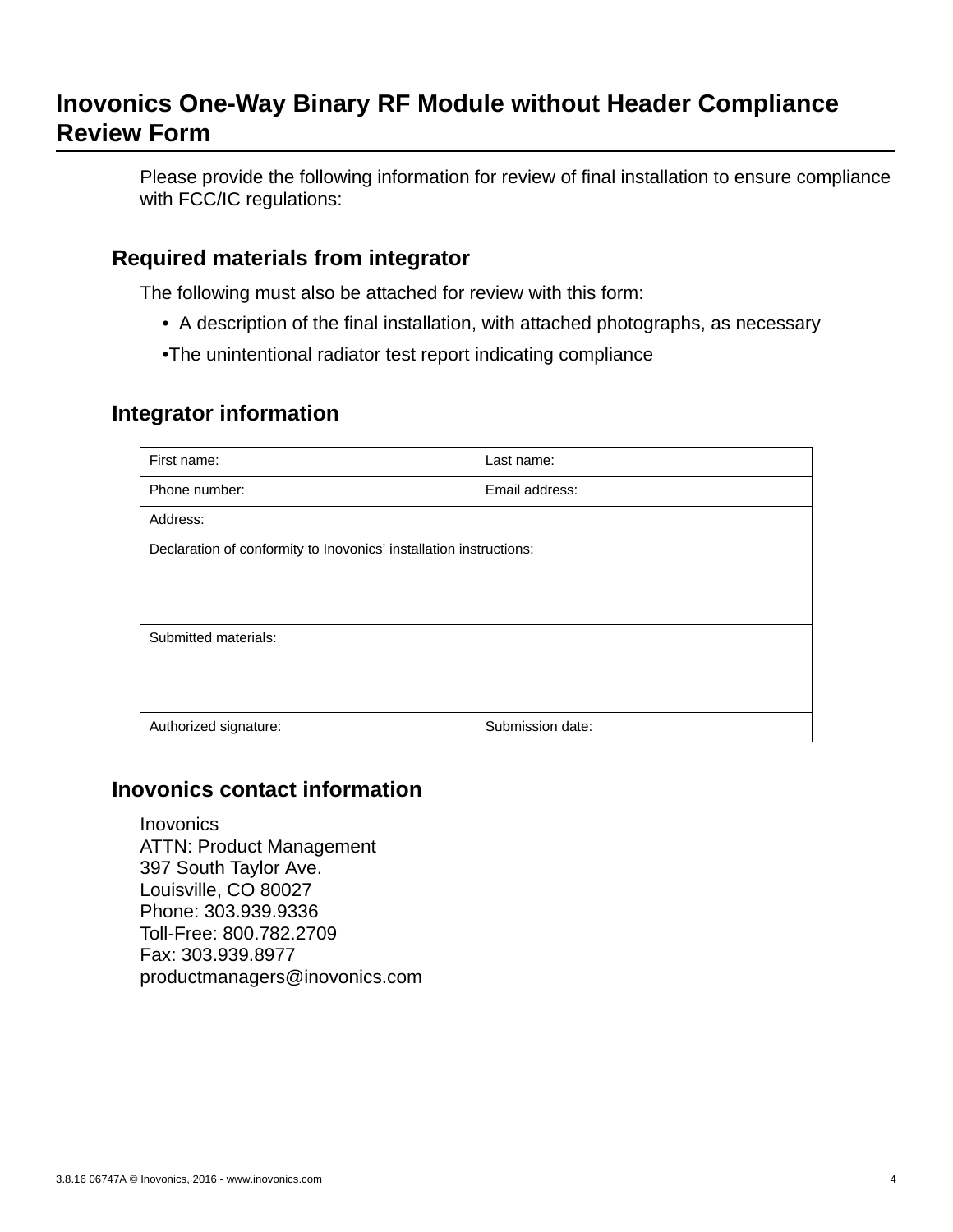# Inovonics One-Way Binary RF Module without Header Compliance Review Form

Please provide the following information for review of final installation to ensure compliance with FCC/IC regulations:

## Required materials from integrator

The following must also be attached for review with this form:

- A description of the final installation, with attached photographs, as necessary
- The unintentional radiator test report indicating compliance

## Integrator information

| First name: | Last name: |
|---|---|
| Phone number: | Email address: |
| Address: | |
| Declaration of conformity to Inovonics' installation instructions: | |
| Submitted materials: | |
| Authorized signature: | Submission date: |

## Inovonics contact information

Inovonics
ATTN: Product Management
397 South Taylor Ave.
Louisville, CO 80027
Phone: 303.939.9336
Toll-Free: 800.782.2709
Fax: 303.939.8977
productmanagers@inovonics.com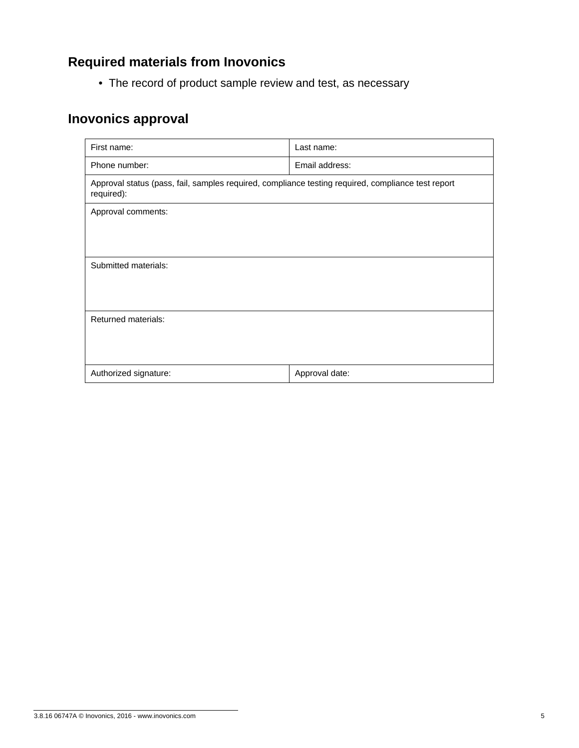## Required materials from Inovonics

- The record of product sample review and test, as necessary

## Inovonics approval

| | |
|---|---|
| First name: | Last name: |
| Phone number: | Email address: |
| Approval status (pass, fail, samples required, compliance testing required, compliance test report required): | |
| Approval comments: | |
| Submitted materials: | |
| Returned materials: | |
| Authorized signature: | Approval date: |